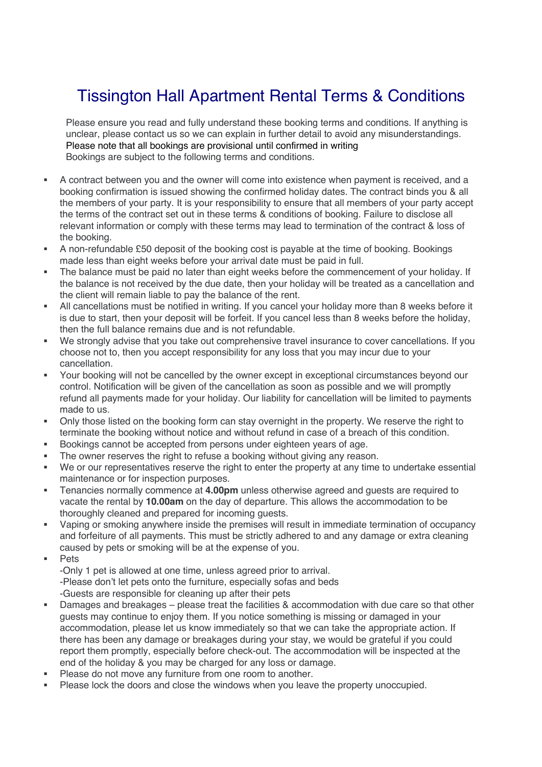# Tissington Hall Apartment Rental Terms & Conditions

Please ensure you read and fully understand these booking terms and conditions. If anything is unclear, please contact us so we can explain in further detail to avoid any misunderstandings.
Please note that all bookings are provisional until confirmed in writing
Bookings are subject to the following terms and conditions.

- A contract between you and the owner will come into existence when payment is received, and a booking confirmation is issued showing the confirmed holiday dates. The contract binds you & all the members of your party. It is your responsibility to ensure that all members of your party accept the terms of the contract set out in these terms & conditions of booking. Failure to disclose all relevant information or comply with these terms may lead to termination of the contract & loss of the booking.
- A non-refundable £50 deposit of the booking cost is payable at the time of booking. Bookings made less than eight weeks before your arrival date must be paid in full.
- The balance must be paid no later than eight weeks before the commencement of your holiday. If the balance is not received by the due date, then your holiday will be treated as a cancellation and the client will remain liable to pay the balance of the rent.
- All cancellations must be notified in writing. If you cancel your holiday more than 8 weeks before it is due to start, then your deposit will be forfeit. If you cancel less than 8 weeks before the holiday, then the full balance remains due and is not refundable.
- We strongly advise that you take out comprehensive travel insurance to cover cancellations. If you choose not to, then you accept responsibility for any loss that you may incur due to your cancellation.
- Your booking will not be cancelled by the owner except in exceptional circumstances beyond our control. Notification will be given of the cancellation as soon as possible and we will promptly refund all payments made for your holiday. Our liability for cancellation will be limited to payments made to us.
- Only those listed on the booking form can stay overnight in the property. We reserve the right to terminate the booking without notice and without refund in case of a breach of this condition.
- Bookings cannot be accepted from persons under eighteen years of age.
- The owner reserves the right to refuse a booking without giving any reason.
- We or our representatives reserve the right to enter the property at any time to undertake essential maintenance or for inspection purposes.
- Tenancies normally commence at **4.00pm** unless otherwise agreed and guests are required to vacate the rental by **10.00am** on the day of departure. This allows the accommodation to be thoroughly cleaned and prepared for incoming guests.
- Vaping or smoking anywhere inside the premises will result in immediate termination of occupancy and forfeiture of all payments. This must be strictly adhered to and any damage or extra cleaning caused by pets or smoking will be at the expense of you.
- Pets
  -Only 1 pet is allowed at one time, unless agreed prior to arrival.
  -Please don't let pets onto the furniture, especially sofas and beds
  -Guests are responsible for cleaning up after their pets
- Damages and breakages – please treat the facilities & accommodation with due care so that other guests may continue to enjoy them. If you notice something is missing or damaged in your accommodation, please let us know immediately so that we can take the appropriate action. If there has been any damage or breakages during your stay, we would be grateful if you could report them promptly, especially before check-out. The accommodation will be inspected at the end of the holiday & you may be charged for any loss or damage.
- Please do not move any furniture from one room to another.
- Please lock the doors and close the windows when you leave the property unoccupied.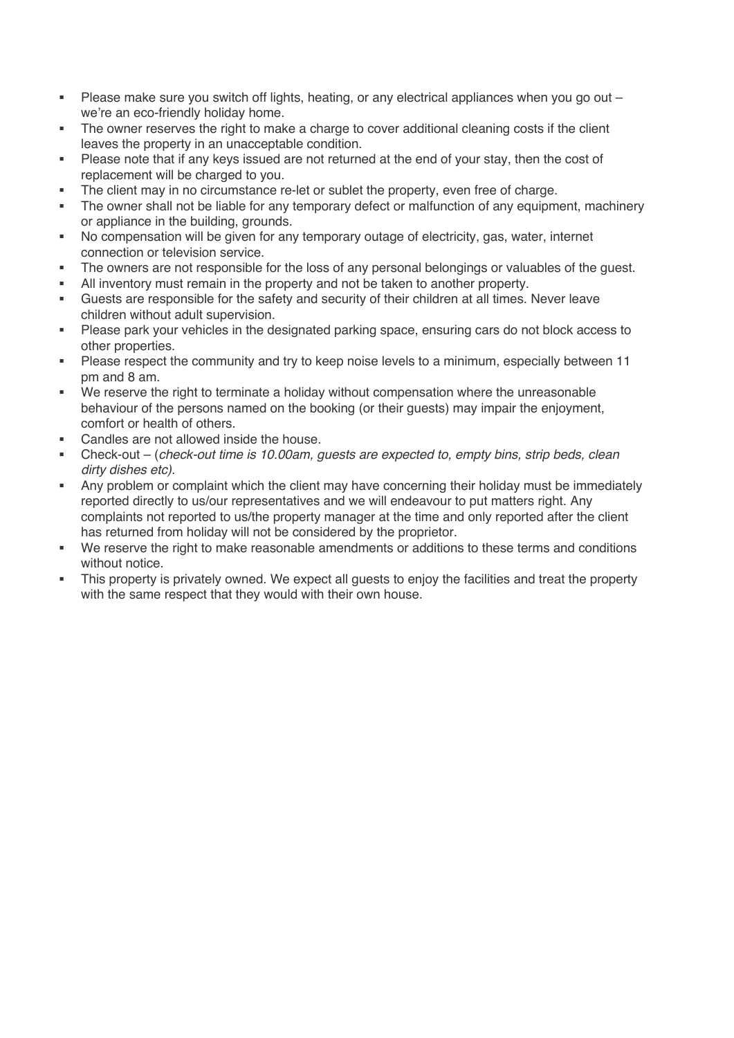- Please make sure you switch off lights, heating, or any electrical appliances when you go out – we're an eco-friendly holiday home.
- The owner reserves the right to make a charge to cover additional cleaning costs if the client leaves the property in an unacceptable condition.
- Please note that if any keys issued are not returned at the end of your stay, then the cost of replacement will be charged to you.
- The client may in no circumstance re-let or sublet the property, even free of charge.
- The owner shall not be liable for any temporary defect or malfunction of any equipment, machinery or appliance in the building, grounds.
- No compensation will be given for any temporary outage of electricity, gas, water, internet connection or television service.
- The owners are not responsible for the loss of any personal belongings or valuables of the guest.
- All inventory must remain in the property and not be taken to another property.
- Guests are responsible for the safety and security of their children at all times. Never leave children without adult supervision.
- Please park your vehicles in the designated parking space, ensuring cars do not block access to other properties.
- Please respect the community and try to keep noise levels to a minimum, especially between 11 pm and 8 am.
- We reserve the right to terminate a holiday without compensation where the unreasonable behaviour of the persons named on the booking (or their guests) may impair the enjoyment, comfort or health of others.
- Candles are not allowed inside the house.
- Check-out – (*check-out time is 10.00am, guests are expected to, empty bins, strip beds, clean dirty dishes etc).*
- Any problem or complaint which the client may have concerning their holiday must be immediately reported directly to us/our representatives and we will endeavour to put matters right. Any complaints not reported to us/the property manager at the time and only reported after the client has returned from holiday will not be considered by the proprietor.
- We reserve the right to make reasonable amendments or additions to these terms and conditions without notice.
- This property is privately owned. We expect all guests to enjoy the facilities and treat the property with the same respect that they would with their own house.